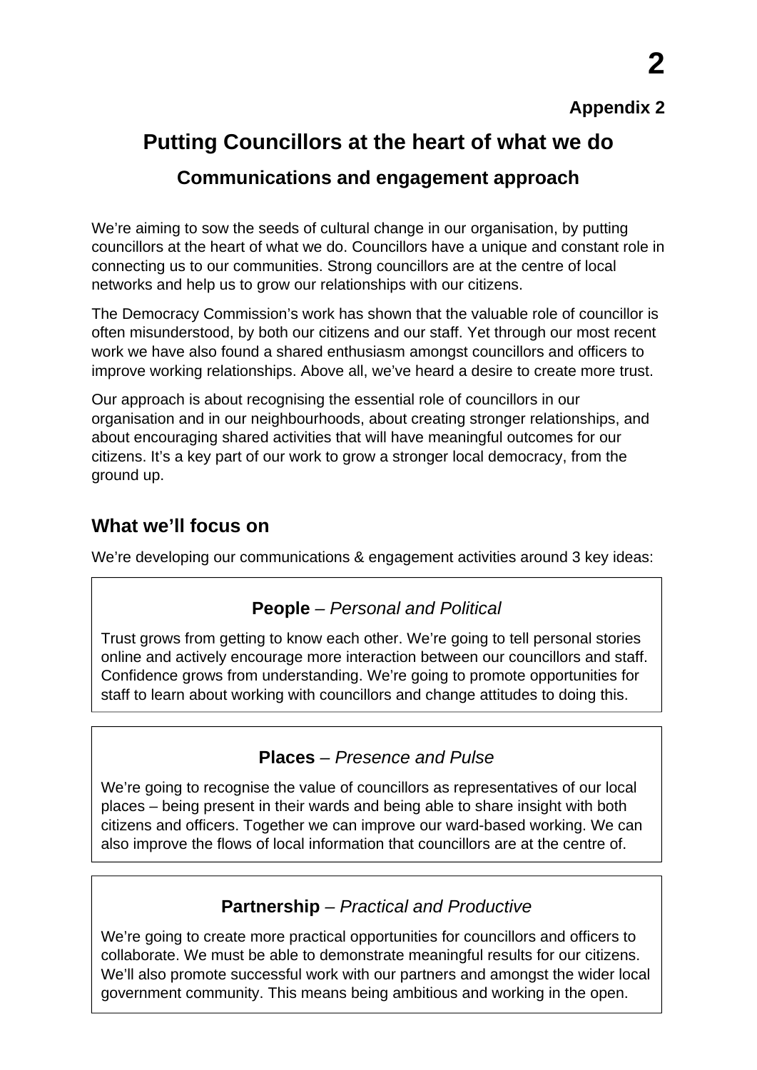**Appendix 2**

# Putting Councillors at the heart of what we do

## Communications and engagement approach

We're aiming to sow the seeds of cultural change in our organisation, by putting councillors at the heart of what we do. Councillors have a unique and constant role in connecting us to our communities. Strong councillors are at the centre of local networks and help us to grow our relationships with our citizens.

The Democracy Commission's work has shown that the valuable role of councillor is often misunderstood, by both our citizens and our staff. Yet through our most recent work we have also found a shared enthusiasm amongst councillors and officers to improve working relationships. Above all, we've heard a desire to create more trust.

Our approach is about recognising the essential role of councillors in our organisation and in our neighbourhoods, about creating stronger relationships, and about encouraging shared activities that will have meaningful outcomes for our citizens. It's a key part of our work to grow a stronger local democracy, from the ground up.

## What we'll focus on

We're developing our communications & engagement activities around 3 key ideas:

### **People** – *Personal and Political*

Trust grows from getting to know each other. We're going to tell personal stories online and actively encourage more interaction between our councillors and staff. Confidence grows from understanding. We're going to promote opportunities for staff to learn about working with councillors and change attitudes to doing this.

### **Places** – *Presence and Pulse*

We're going to recognise the value of councillors as representatives of our local places – being present in their wards and being able to share insight with both citizens and officers. Together we can improve our ward-based working. We can also improve the flows of local information that councillors are at the centre of.

### **Partnership** – *Practical and Productive*

We're going to create more practical opportunities for councillors and officers to collaborate. We must be able to demonstrate meaningful results for our citizens. We'll also promote successful work with our partners and amongst the wider local government community. This means being ambitious and working in the open.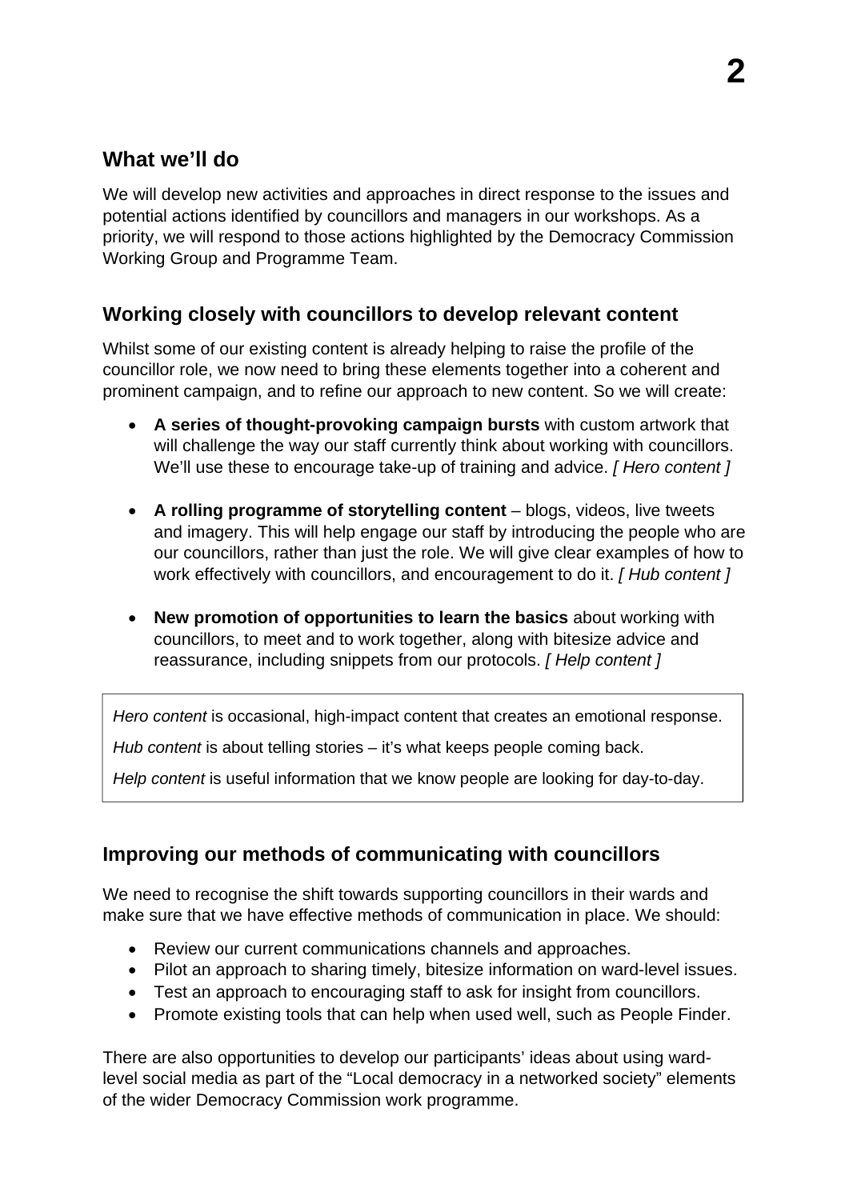## What we'll do

We will develop new activities and approaches in direct response to the issues and potential actions identified by councillors and managers in our workshops. As a priority, we will respond to those actions highlighted by the Democracy Commission Working Group and Programme Team.

## Working closely with councillors to develop relevant content

Whilst some of our existing content is already helping to raise the profile of the councillor role, we now need to bring these elements together into a coherent and prominent campaign, and to refine our approach to new content. So we will create:

- **A series of thought-provoking campaign bursts** with custom artwork that will challenge the way our staff currently think about working with councillors. We'll use these to encourage take-up of training and advice. *[ Hero content ]*

- **A rolling programme of storytelling content** – blogs, videos, live tweets and imagery. This will help engage our staff by introducing the people who are our councillors, rather than just the role. We will give clear examples of how to work effectively with councillors, and encouragement to do it. *[ Hub content ]*

- **New promotion of opportunities to learn the basics** about working with councillors, to meet and to work together, along with bitesize advice and reassurance, including snippets from our protocols. *[ Help content ]*

> *Hero content* is occasional, high-impact content that creates an emotional response.
>
> *Hub content* is about telling stories – it's what keeps people coming back.
>
> *Help content* is useful information that we know people are looking for day-to-day.

## Improving our methods of communicating with councillors

We need to recognise the shift towards supporting councillors in their wards and make sure that we have effective methods of communication in place. We should:

- Review our current communications channels and approaches.
- Pilot an approach to sharing timely, bitesize information on ward-level issues.
- Test an approach to encouraging staff to ask for insight from councillors.
- Promote existing tools that can help when used well, such as People Finder.

There are also opportunities to develop our participants' ideas about using ward-level social media as part of the "Local democracy in a networked society" elements of the wider Democracy Commission work programme.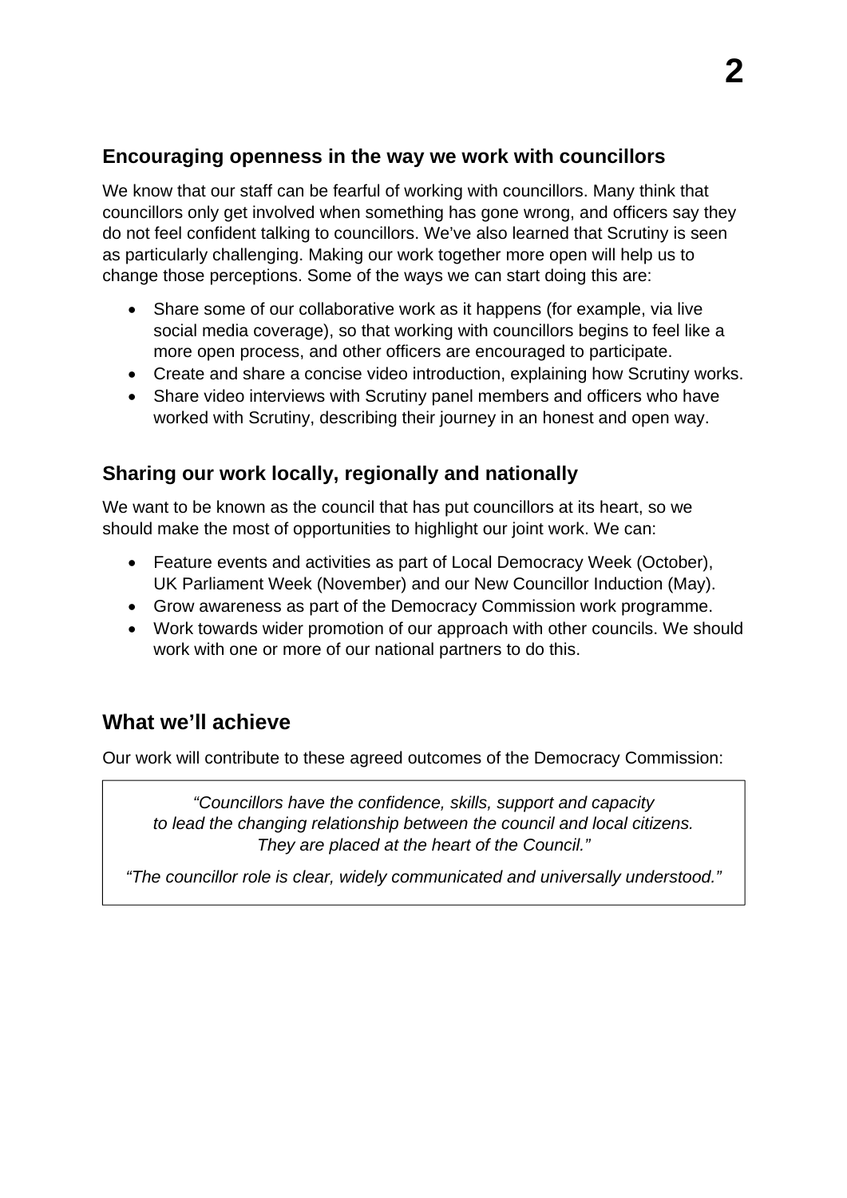## Encouraging openness in the way we work with councillors

We know that our staff can be fearful of working with councillors. Many think that councillors only get involved when something has gone wrong, and officers say they do not feel confident talking to councillors. We've also learned that Scrutiny is seen as particularly challenging. Making our work together more open will help us to change those perceptions. Some of the ways we can start doing this are:

- Share some of our collaborative work as it happens (for example, via live social media coverage), so that working with councillors begins to feel like a more open process, and other officers are encouraged to participate.
- Create and share a concise video introduction, explaining how Scrutiny works.
- Share video interviews with Scrutiny panel members and officers who have worked with Scrutiny, describing their journey in an honest and open way.

## Sharing our work locally, regionally and nationally

We want to be known as the council that has put councillors at its heart, so we should make the most of opportunities to highlight our joint work. We can:

- Feature events and activities as part of Local Democracy Week (October), UK Parliament Week (November) and our New Councillor Induction (May).
- Grow awareness as part of the Democracy Commission work programme.
- Work towards wider promotion of our approach with other councils. We should work with one or more of our national partners to do this.

# What we'll achieve

Our work will contribute to these agreed outcomes of the Democracy Commission:

> *"Councillors have the confidence, skills, support and capacity to lead the changing relationship between the council and local citizens. They are placed at the heart of the Council."*
>
> *"The councillor role is clear, widely communicated and universally understood."*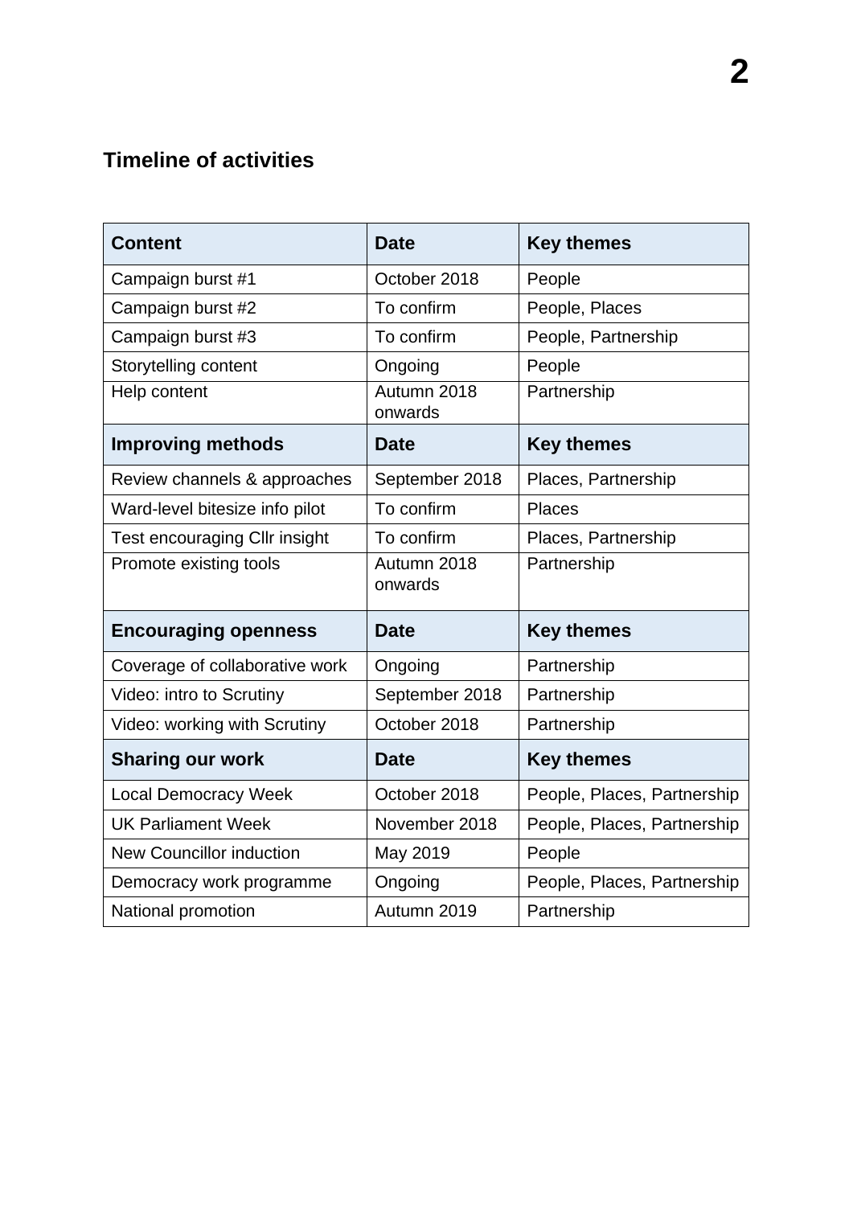## Timeline of activities

| Content | Date | Key themes |
|---|---|---|
| Campaign burst #1 | October 2018 | People |
| Campaign burst #2 | To confirm | People, Places |
| Campaign burst #3 | To confirm | People, Partnership |
| Storytelling content | Ongoing | People |
| Help content | Autumn 2018 onwards | Partnership |
| **Improving methods** | **Date** | **Key themes** |
| Review channels & approaches | September 2018 | Places, Partnership |
| Ward-level bitesize info pilot | To confirm | Places |
| Test encouraging Cllr insight | To confirm | Places, Partnership |
| Promote existing tools | Autumn 2018 onwards | Partnership |
| **Encouraging openness** | **Date** | **Key themes** |
| Coverage of collaborative work | Ongoing | Partnership |
| Video: intro to Scrutiny | September 2018 | Partnership |
| Video: working with Scrutiny | October 2018 | Partnership |
| **Sharing our work** | **Date** | **Key themes** |
| Local Democracy Week | October 2018 | People, Places, Partnership |
| UK Parliament Week | November 2018 | People, Places, Partnership |
| New Councillor induction | May 2019 | People |
| Democracy work programme | Ongoing | People, Places, Partnership |
| National promotion | Autumn 2019 | Partnership |